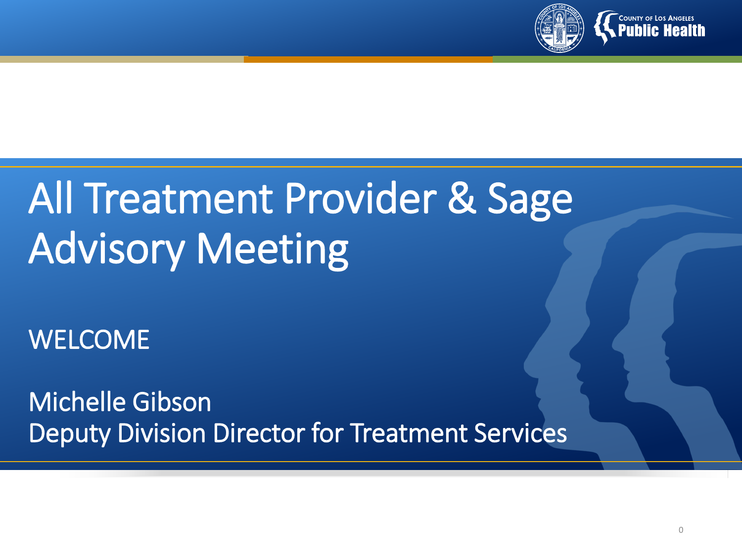# All Treatment Provider & Sage Advisory Meeting

WELCOME

Michelle Gibson
Deputy Division Director for Treatment Services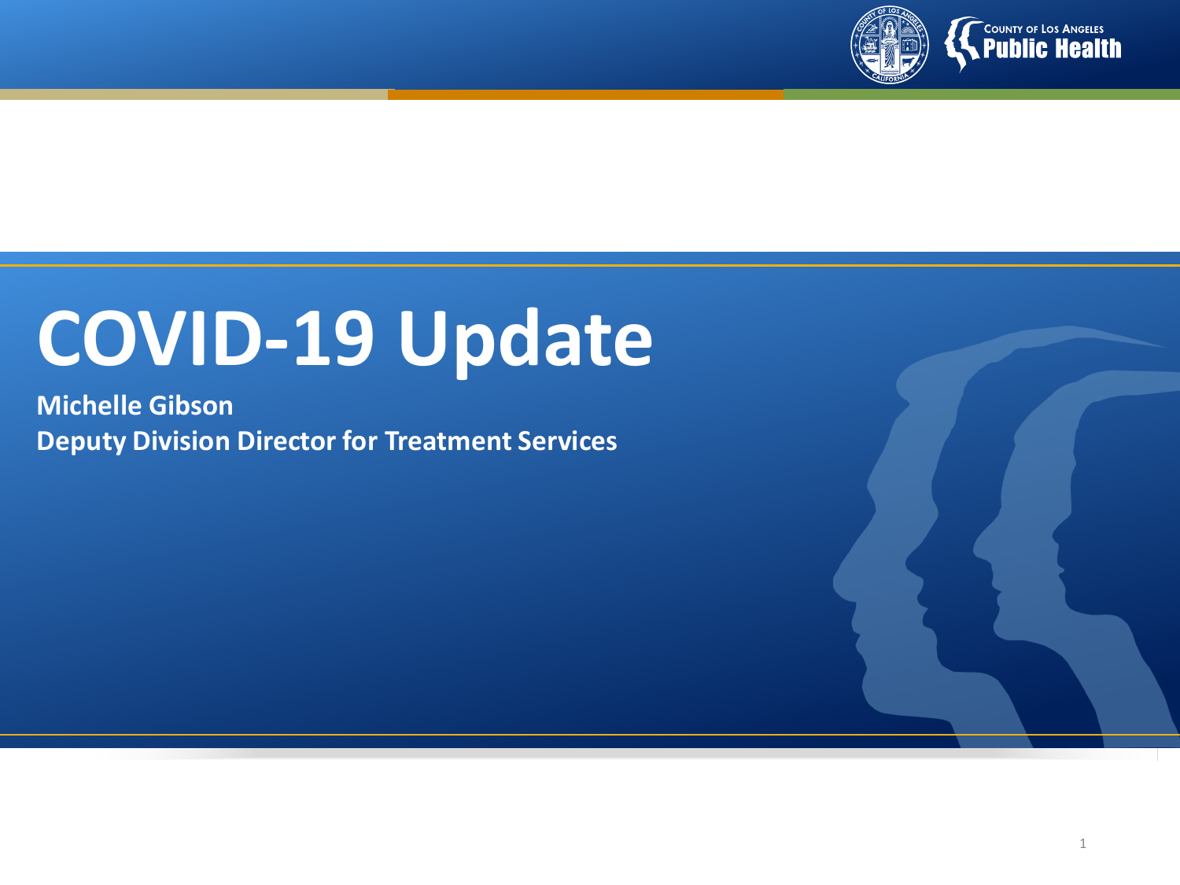# COVID-19 Update

**Michelle Gibson**
**Deputy Division Director for Treatment Services**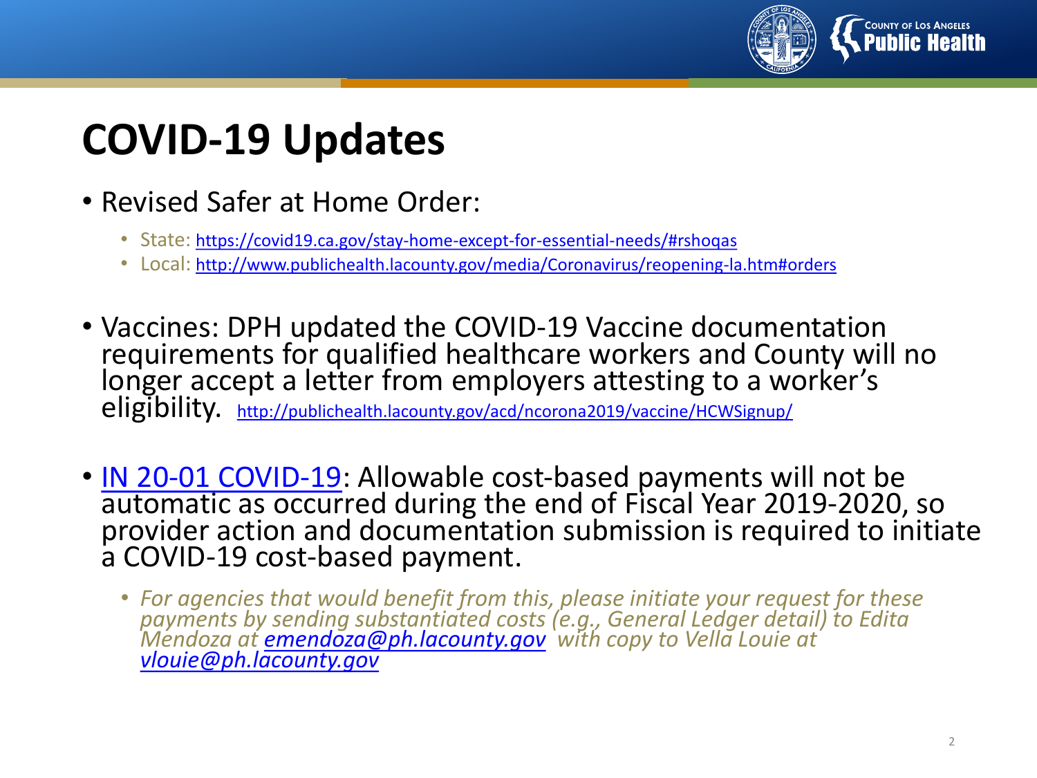# COVID-19 Updates

- Revised Safer at Home Order:
  - State: https://covid19.ca.gov/stay-home-except-for-essential-needs/#rshoqas
  - Local: http://www.publichealth.lacounty.gov/media/Coronavirus/reopening-la.htm#orders

- Vaccines: DPH updated the COVID-19 Vaccine documentation requirements for qualified healthcare workers and County will no longer accept a letter from employers attesting to a worker's eligibility. http://publichealth.lacounty.gov/acd/ncorona2019/vaccine/HCWSignup/

- IN 20-01 COVID-19: Allowable cost-based payments will not be automatic as occurred during the end of Fiscal Year 2019-2020, so provider action and documentation submission is required to initiate a COVID-19 cost-based payment.
  - *For agencies that would benefit from this, please initiate your request for these payments by sending substantiated costs (e.g., General Ledger detail) to Edita Mendoza at emendoza@ph.lacounty.gov with copy to Vella Louie at vlouie@ph.lacounty.gov*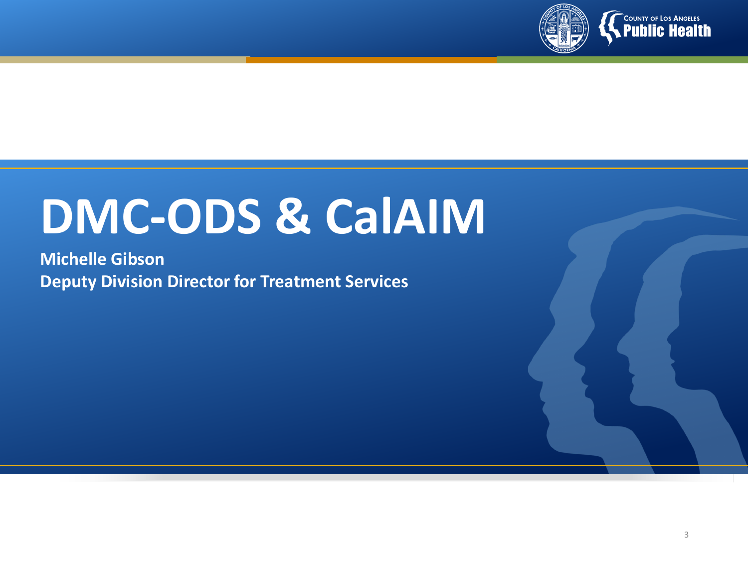# DMC-ODS & CalAIM

**Michelle Gibson**
**Deputy Division Director for Treatment Services**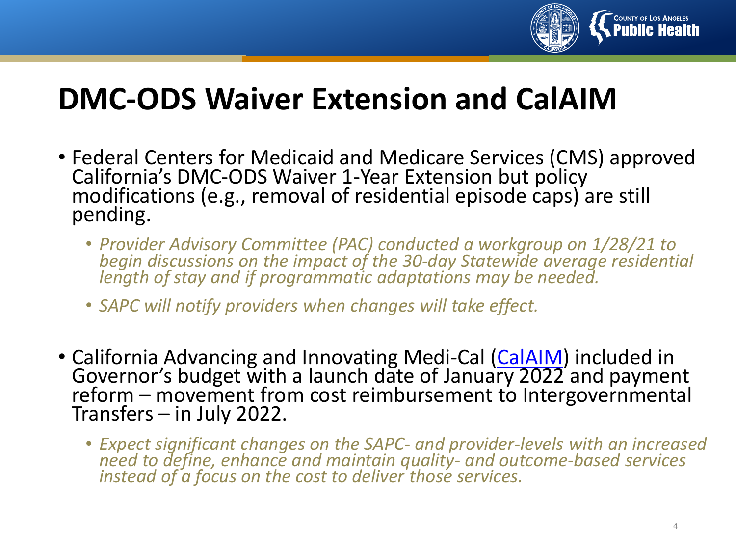# DMC-ODS Waiver Extension and CalAIM

- Federal Centers for Medicaid and Medicare Services (CMS) approved California's DMC-ODS Waiver 1-Year Extension but policy modifications (e.g., removal of residential episode caps) are still pending.
  - *Provider Advisory Committee (PAC) conducted a workgroup on 1/28/21 to begin discussions on the impact of the 30-day Statewide average residential length of stay and if programmatic adaptations may be needed.*
  - *SAPC will notify providers when changes will take effect.*

- California Advancing and Innovating Medi-Cal (CalAIM) included in Governor's budget with a launch date of January 2022 and payment reform – movement from cost reimbursement to Intergovernmental Transfers – in July 2022.
  - *Expect significant changes on the SAPC- and provider-levels with an increased need to define, enhance and maintain quality- and outcome-based services instead of a focus on the cost to deliver those services.*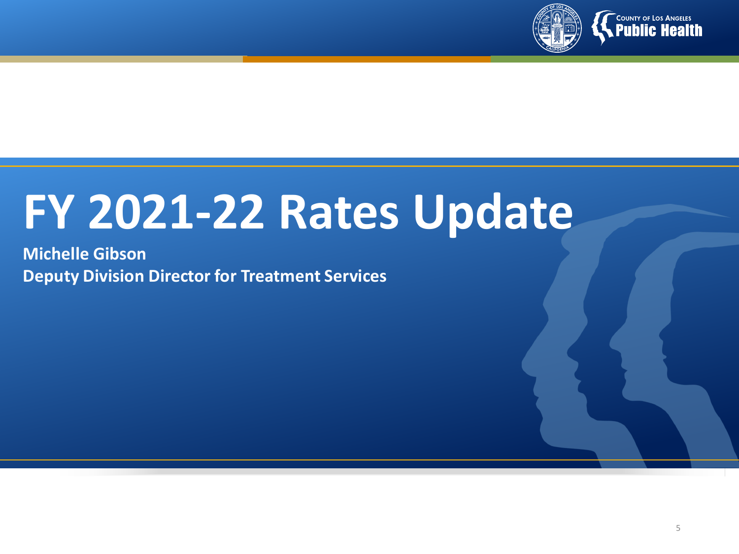# FY 2021-22 Rates Update

**Michelle Gibson**
**Deputy Division Director for Treatment Services**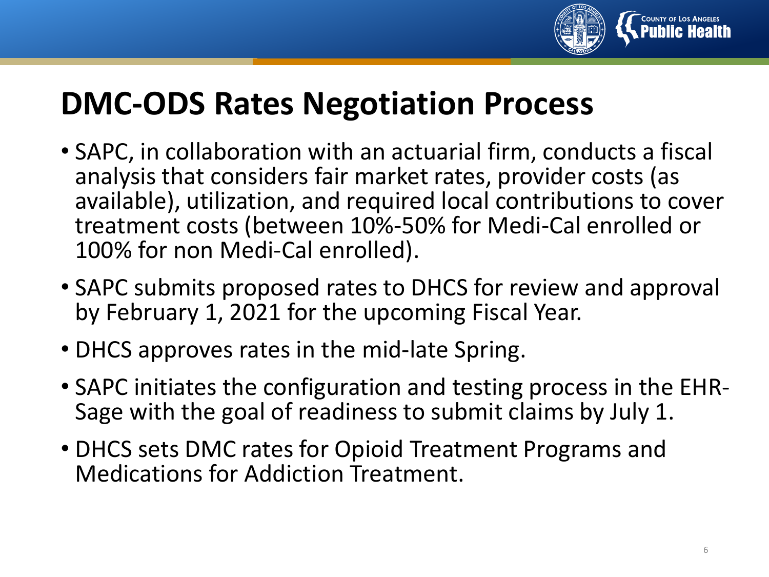# DMC-ODS Rates Negotiation Process

- SAPC, in collaboration with an actuarial firm, conducts a fiscal analysis that considers fair market rates, provider costs (as available), utilization, and required local contributions to cover treatment costs (between 10%-50% for Medi-Cal enrolled or 100% for non Medi-Cal enrolled).
- SAPC submits proposed rates to DHCS for review and approval by February 1, 2021 for the upcoming Fiscal Year.
- DHCS approves rates in the mid-late Spring.
- SAPC initiates the configuration and testing process in the EHR-Sage with the goal of readiness to submit claims by July 1.
- DHCS sets DMC rates for Opioid Treatment Programs and Medications for Addiction Treatment.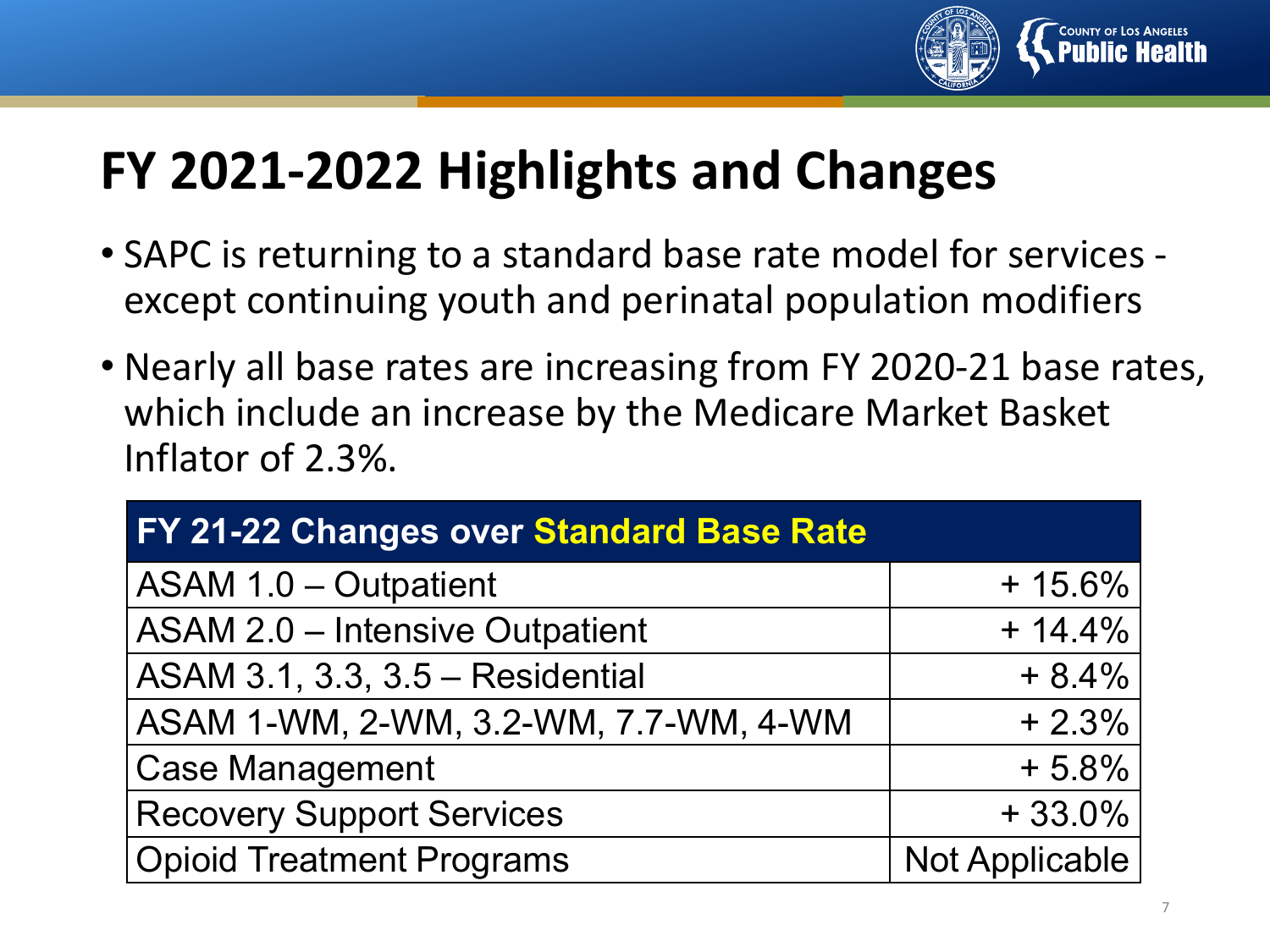# FY 2021-2022 Highlights and Changes

- SAPC is returning to a standard base rate model for services - except continuing youth and perinatal population modifiers
- Nearly all base rates are increasing from FY 2020-21 base rates, which include an increase by the Medicare Market Basket Inflator of 2.3%.

| FY 21-22 Changes over **Standard Base Rate** | |
|---|---|
| ASAM 1.0 – Outpatient | + 15.6% |
| ASAM 2.0 – Intensive Outpatient | + 14.4% |
| ASAM 3.1, 3.3, 3.5 – Residential | + 8.4% |
| ASAM 1-WM, 2-WM, 3.2-WM, 7.7-WM, 4-WM | + 2.3% |
| Case Management | + 5.8% |
| Recovery Support Services | + 33.0% |
| Opioid Treatment Programs | Not Applicable |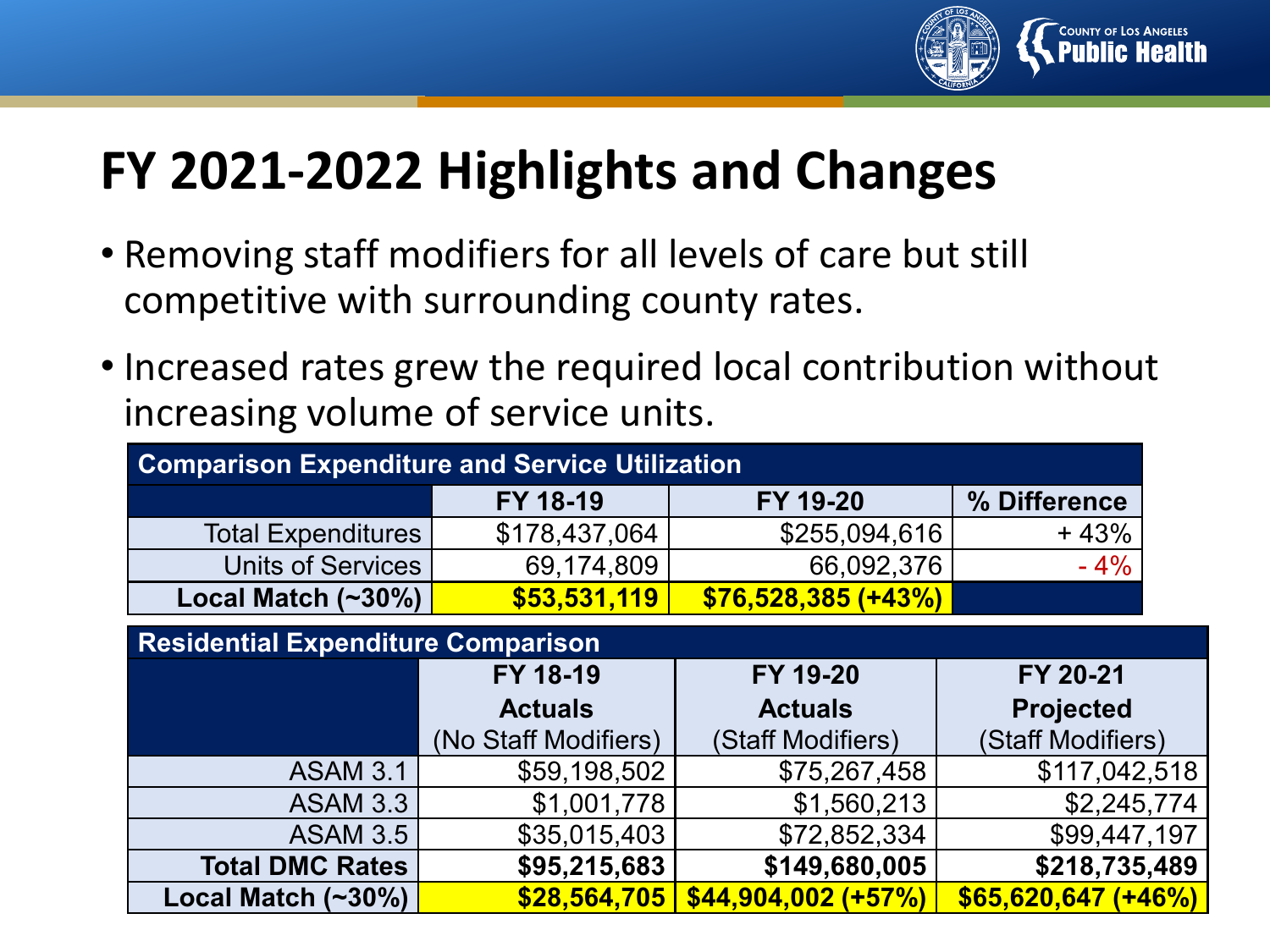# FY 2021-2022 Highlights and Changes

- Removing staff modifiers for all levels of care but still competitive with surrounding county rates.
- Increased rates grew the required local contribution without increasing volume of service units.

| Comparison Expenditure and Service Utilization | | | |
|---|---|---|---|
| | FY 18-19 | FY 19-20 | % Difference |
| Total Expenditures | $178,437,064 | $255,094,616 | + 43% |
| Units of Services | 69,174,809 | 66,092,376 | - 4% |
| **Local Match (~30%)** | **$53,531,119** | **$76,528,385 (+43%)** | |

| Residential Expenditure Comparison | | | |
|---|---|---|---|
| | FY 18-19 **Actuals** (No Staff Modifiers) | FY 19-20 **Actuals** (Staff Modifiers) | FY 20-21 **Projected** (Staff Modifiers) |
| ASAM 3.1 | $59,198,502 | $75,267,458 | $117,042,518 |
| ASAM 3.3 | $1,001,778 | $1,560,213 | $2,245,774 |
| ASAM 3.5 | $35,015,403 | $72,852,334 | $99,447,197 |
| **Total DMC Rates** | **$95,215,683** | **$149,680,005** | **$218,735,489** |
| **Local Match (~30%)** | **$28,564,705** | **$44,904,002 (+57%)** | **$65,620,647 (+46%)** |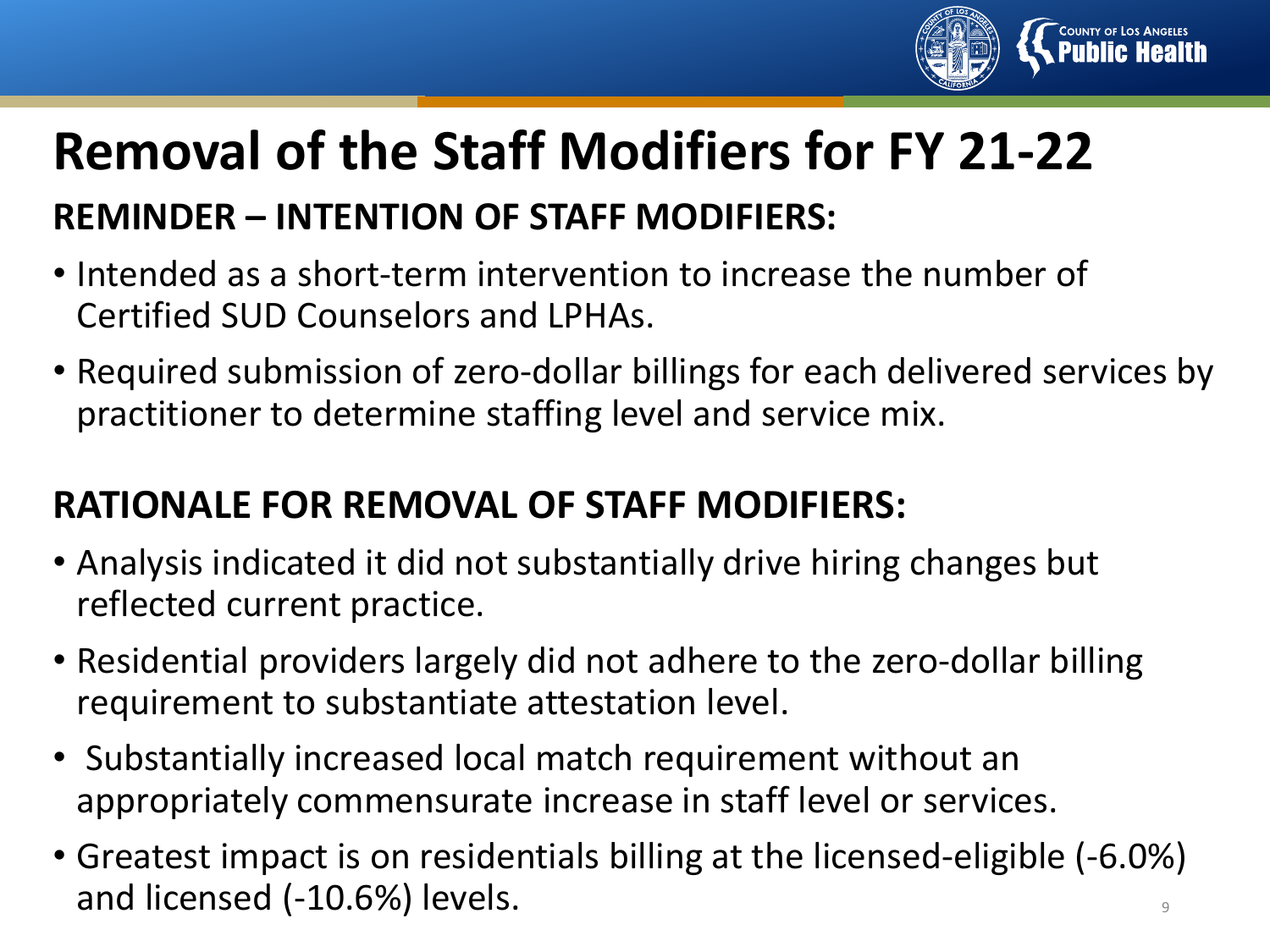# Removal of the Staff Modifiers for FY 21-22

## REMINDER – INTENTION OF STAFF MODIFIERS:

- Intended as a short-term intervention to increase the number of Certified SUD Counselors and LPHAs.
- Required submission of zero-dollar billings for each delivered services by practitioner to determine staffing level and service mix.

## RATIONALE FOR REMOVAL OF STAFF MODIFIERS:

- Analysis indicated it did not substantially drive hiring changes but reflected current practice.
- Residential providers largely did not adhere to the zero-dollar billing requirement to substantiate attestation level.
- Substantially increased local match requirement without an appropriately commensurate increase in staff level or services.
- Greatest impact is on residentials billing at the licensed-eligible (-6.0%) and licensed (-10.6%) levels.